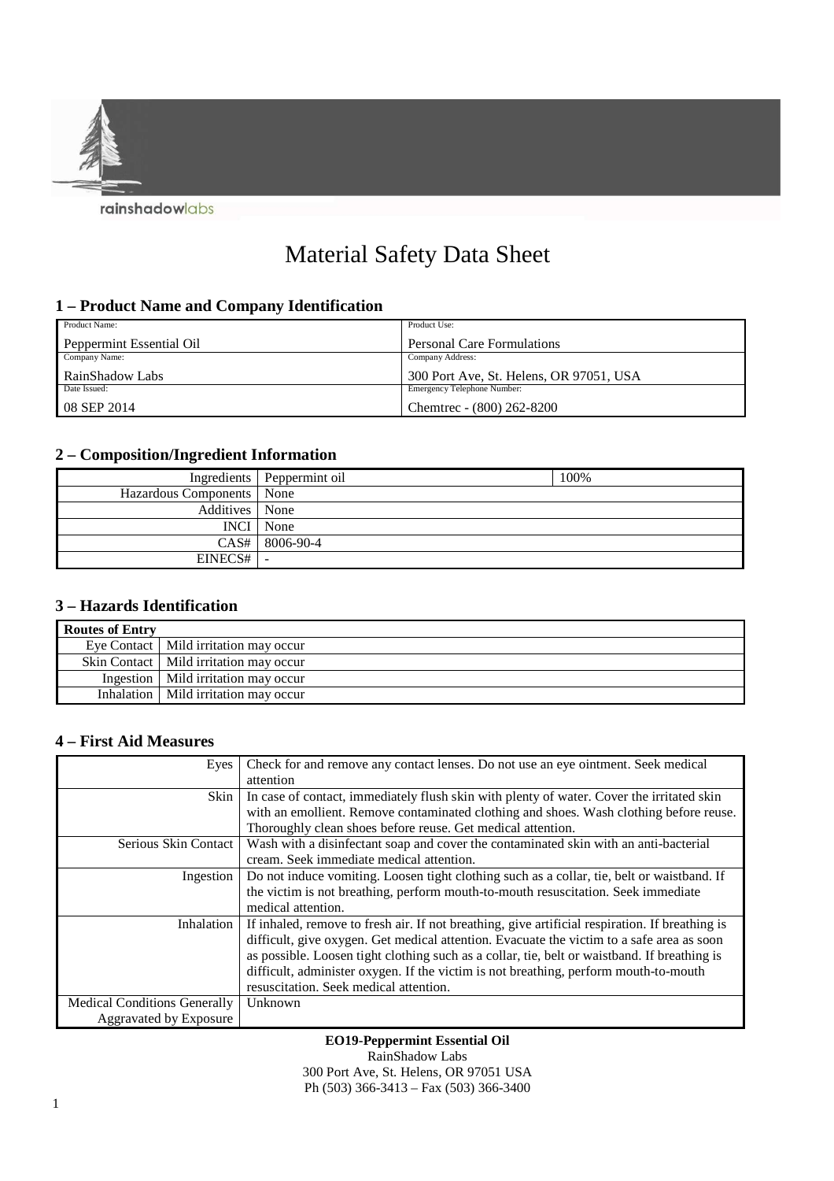rainshadowlabs

# Material Safety Data Sheet

## 1 – Product Name and Company Identification

| Product Name: | Product Use: |
|---|---|
| Peppermint Essential Oil | Personal Care Formulations |
| Company Name: | Company Address: |
| RainShadow Labs | 300 Port Ave, St. Helens, OR 97051, USA |
| Date Issued: | Emergency Telephone Number: |
| 08 SEP 2014 | Chemtrec - (800) 262-8200 |

## 2 – Composition/Ingredient Information

| | | |
|---|---|---|
| Ingredients | Peppermint oil | 100% |
| Hazardous Components | None | |
| Additives | None | |
| INCI | None | |
| CAS# | 8006-90-4 | |
| EINECS# | - | |

## 3 – Hazards Identification

| Routes of Entry | |
|---|---|
| Eye Contact | Mild irritation may occur |
| Skin Contact | Mild irritation may occur |
| Ingestion | Mild irritation may occur |
| Inhalation | Mild irritation may occur |

## 4 – First Aid Measures

| | |
|---|---|
| Eyes | Check for and remove any contact lenses. Do not use an eye ointment. Seek medical attention |
| Skin | In case of contact, immediately flush skin with plenty of water. Cover the irritated skin with an emollient. Remove contaminated clothing and shoes. Wash clothing before reuse. Thoroughly clean shoes before reuse. Get medical attention. |
| Serious Skin Contact | Wash with a disinfectant soap and cover the contaminated skin with an anti-bacterial cream. Seek immediate medical attention. |
| Ingestion | Do not induce vomiting. Loosen tight clothing such as a collar, tie, belt or waistband. If the victim is not breathing, perform mouth-to-mouth resuscitation. Seek immediate medical attention. |
| Inhalation | If inhaled, remove to fresh air. If not breathing, give artificial respiration. If breathing is difficult, give oxygen. Get medical attention. Evacuate the victim to a safe area as soon as possible. Loosen tight clothing such as a collar, tie, belt or waistband. If breathing is difficult, administer oxygen. If the victim is not breathing, perform mouth-to-mouth resuscitation. Seek medical attention. |
| Medical Conditions Generally Aggravated by Exposure | Unknown |

**EO19-Peppermint Essential Oil**
RainShadow Labs
300 Port Ave, St. Helens, OR 97051 USA
Ph (503) 366-3413 – Fax (503) 366-3400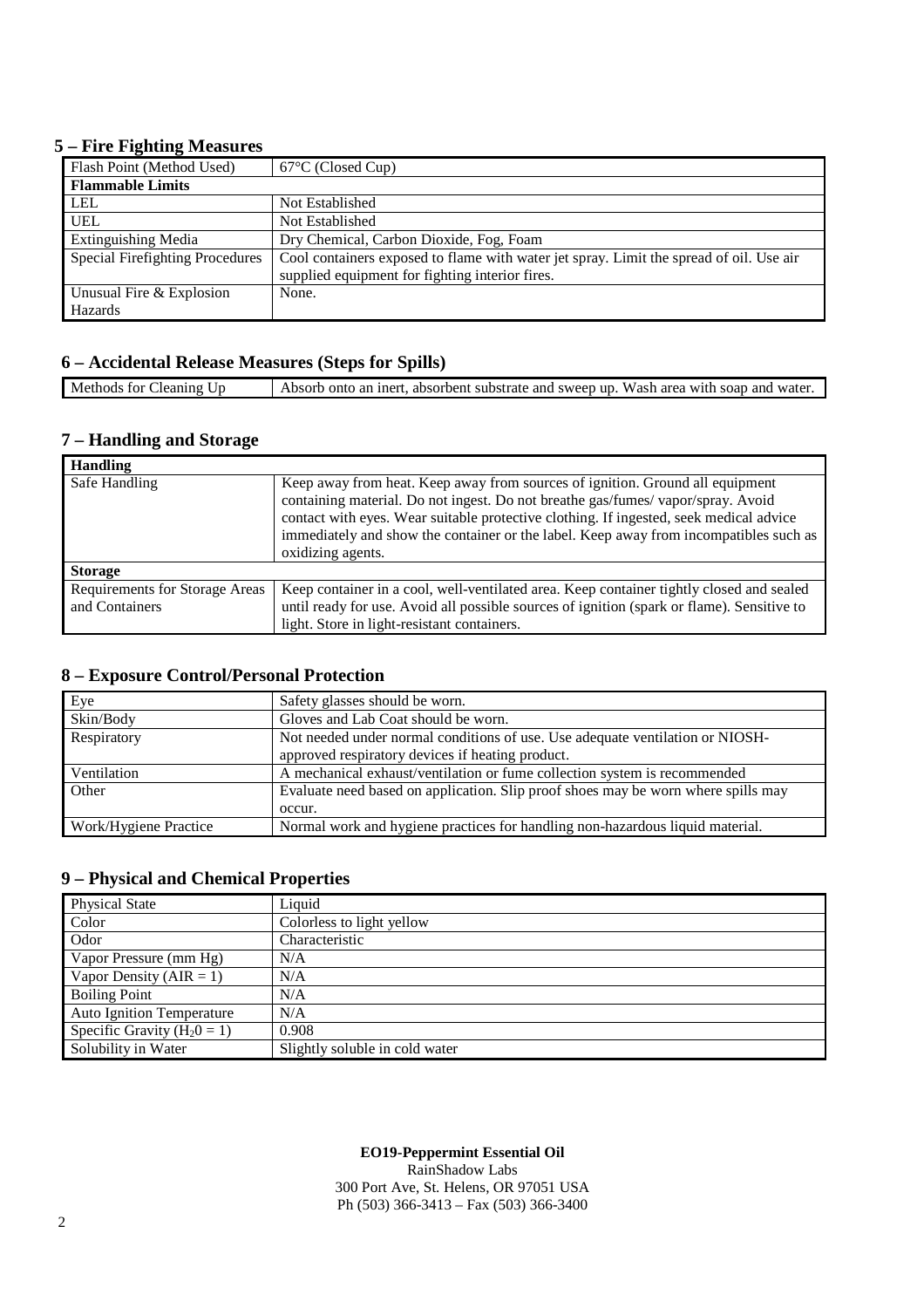## 5 – Fire Fighting Measures

| Flash Point (Method Used) | 67°C (Closed Cup) |
|---|---|
| **Flammable Limits** | |
| LEL | Not Established |
| UEL | Not Established |
| Extinguishing Media | Dry Chemical, Carbon Dioxide, Fog, Foam |
| Special Firefighting Procedures | Cool containers exposed to flame with water jet spray. Limit the spread of oil. Use air supplied equipment for fighting interior fires. |
| Unusual Fire & Explosion Hazards | None. |

## 6 – Accidental Release Measures (Steps for Spills)

| Methods for Cleaning Up | Absorb onto an inert, absorbent substrate and sweep up. Wash area with soap and water. |
|---|---|

## 7 – Handling and Storage

| **Handling** | |
|---|---|
| Safe Handling | Keep away from heat. Keep away from sources of ignition. Ground all equipment containing material. Do not ingest. Do not breathe gas/fumes/ vapor/spray. Avoid contact with eyes. Wear suitable protective clothing. If ingested, seek medical advice immediately and show the container or the label. Keep away from incompatibles such as oxidizing agents. |
| **Storage** | |
| Requirements for Storage Areas and Containers | Keep container in a cool, well-ventilated area. Keep container tightly closed and sealed until ready for use. Avoid all possible sources of ignition (spark or flame). Sensitive to light. Store in light-resistant containers. |

## 8 – Exposure Control/Personal Protection

| Eye | Safety glasses should be worn. |
|---|---|
| Skin/Body | Gloves and Lab Coat should be worn. |
| Respiratory | Not needed under normal conditions of use. Use adequate ventilation or NIOSH-approved respiratory devices if heating product. |
| Ventilation | A mechanical exhaust/ventilation or fume collection system is recommended |
| Other | Evaluate need based on application. Slip proof shoes may be worn where spills may occur. |
| Work/Hygiene Practice | Normal work and hygiene practices for handling non-hazardous liquid material. |

## 9 – Physical and Chemical Properties

| Physical State | Liquid |
|---|---|
| Color | Colorless to light yellow |
| Odor | Characteristic |
| Vapor Pressure (mm Hg) | N/A |
| Vapor Density (AIR = 1) | N/A |
| Boiling Point | N/A |
| Auto Ignition Temperature | N/A |
| Specific Gravity ($H_20 = 1$) | 0.908 |
| Solubility in Water | Slightly soluble in cold water |

**EO19-Peppermint Essential Oil**
RainShadow Labs
300 Port Ave, St. Helens, OR 97051 USA
Ph (503) 366-3413 – Fax (503) 366-3400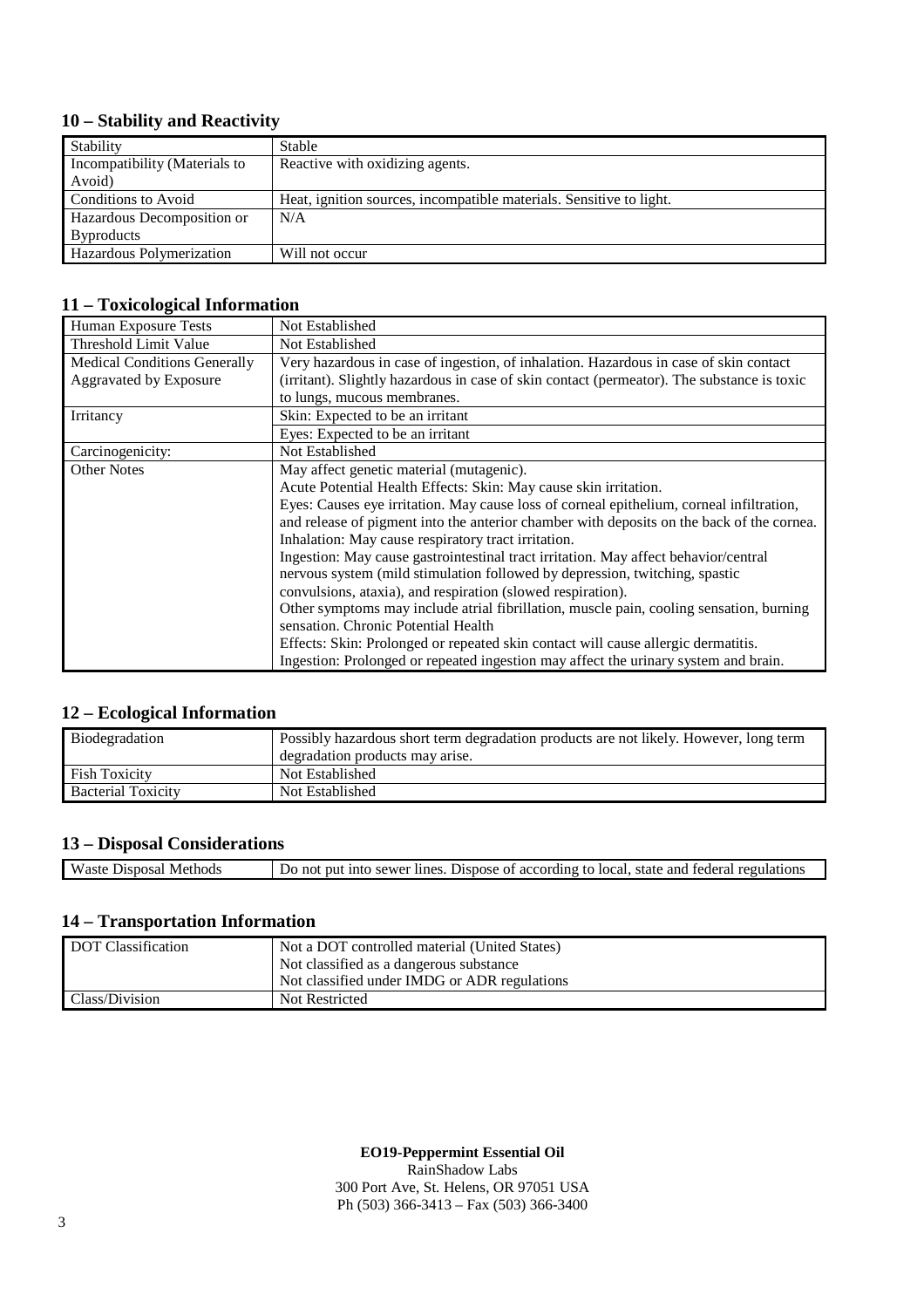## 10 – Stability and Reactivity

| Stability | Stable |
|---|---|
| Incompatibility (Materials to Avoid) | Reactive with oxidizing agents. |
| Conditions to Avoid | Heat, ignition sources, incompatible materials. Sensitive to light. |
| Hazardous Decomposition or Byproducts | N/A |
| Hazardous Polymerization | Will not occur |

## 11 – Toxicological Information

| Human Exposure Tests | Not Established |
|---|---|
| Threshold Limit Value | Not Established |
| Medical Conditions Generally Aggravated by Exposure | Very hazardous in case of ingestion, of inhalation. Hazardous in case of skin contact (irritant). Slightly hazardous in case of skin contact (permeator). The substance is toxic to lungs, mucous membranes. |
| Irritancy | Skin: Expected to be an irritant |
| | Eyes: Expected to be an irritant |
| Carcinogenicity: | Not Established |
| Other Notes | May affect genetic material (mutagenic). Acute Potential Health Effects: Skin: May cause skin irritation. Eyes: Causes eye irritation. May cause loss of corneal epithelium, corneal infiltration, and release of pigment into the anterior chamber with deposits on the back of the cornea. Inhalation: May cause respiratory tract irritation. Ingestion: May cause gastrointestinal tract irritation. May affect behavior/central nervous system (mild stimulation followed by depression, twitching, spastic convulsions, ataxia), and respiration (slowed respiration). Other symptoms may include atrial fibrillation, muscle pain, cooling sensation, burning sensation. Chronic Potential Health Effects: Skin: Prolonged or repeated skin contact will cause allergic dermatitis. Ingestion: Prolonged or repeated ingestion may affect the urinary system and brain. |

## 12 – Ecological Information

| Biodegradation | Possibly hazardous short term degradation products are not likely. However, long term degradation products may arise. |
|---|---|
| Fish Toxicity | Not Established |
| Bacterial Toxicity | Not Established |

## 13 – Disposal Considerations

| Waste Disposal Methods | Do not put into sewer lines. Dispose of according to local, state and federal regulations |
|---|---|

## 14 – Transportation Information

| DOT Classification | Not a DOT controlled material (United States) Not classified as a dangerous substance Not classified under IMDG or ADR regulations |
|---|---|
| Class/Division | Not Restricted |

**EO19-Peppermint Essential Oil**
RainShadow Labs
300 Port Ave, St. Helens, OR 97051 USA
Ph (503) 366-3413 – Fax (503) 366-3400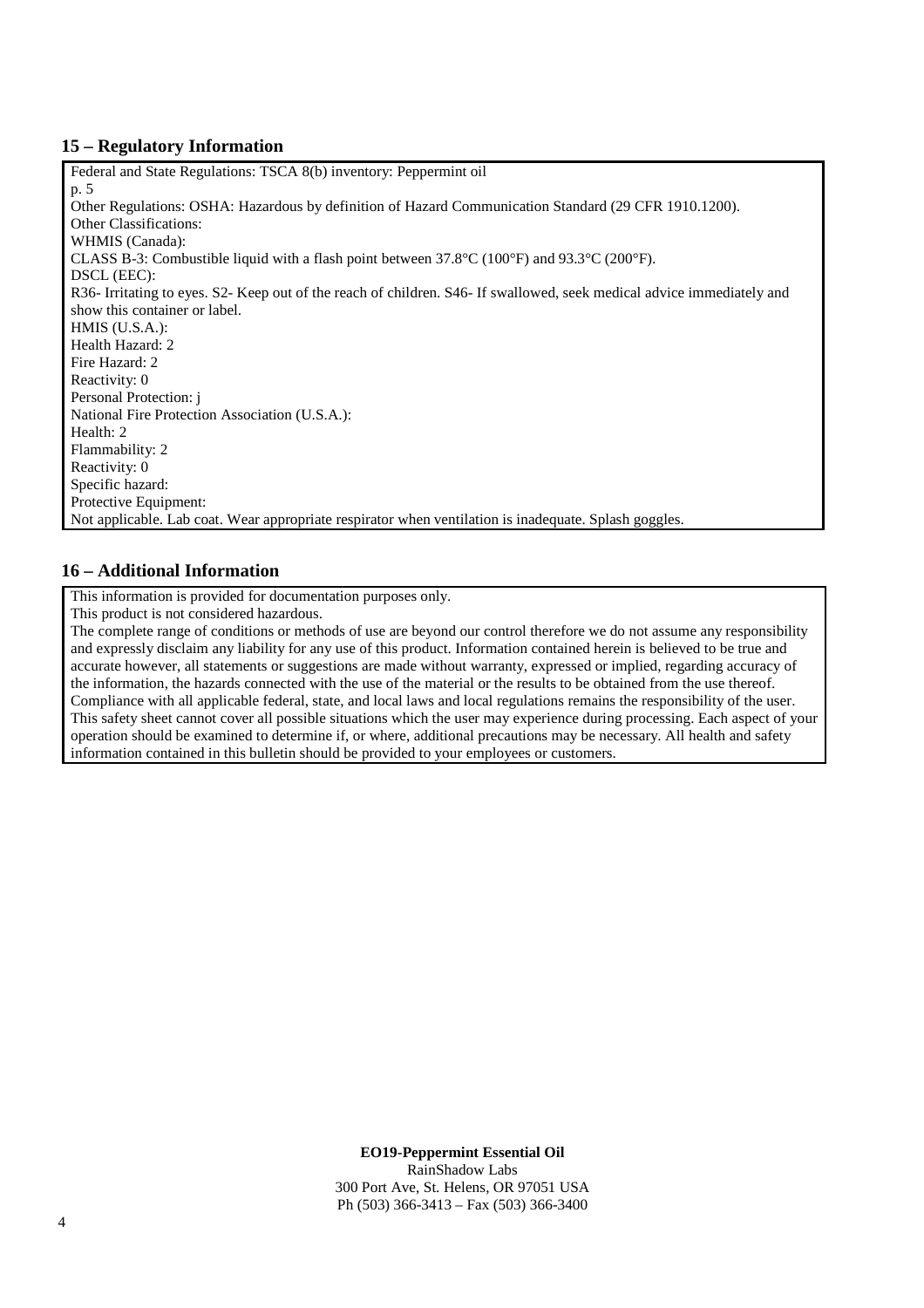## 15 – Regulatory Information

Federal and State Regulations: TSCA 8(b) inventory: Peppermint oil
p. 5
Other Regulations: OSHA: Hazardous by definition of Hazard Communication Standard (29 CFR 1910.1200).
Other Classifications:
WHMIS (Canada):
CLASS B-3: Combustible liquid with a flash point between 37.8°C (100°F) and 93.3°C (200°F).
DSCL (EEC):
R36- Irritating to eyes. S2- Keep out of the reach of children. S46- If swallowed, seek medical advice immediately and show this container or label.
HMIS (U.S.A.):
Health Hazard: 2
Fire Hazard: 2
Reactivity: 0
Personal Protection: j
National Fire Protection Association (U.S.A.):
Health: 2
Flammability: 2
Reactivity: 0
Specific hazard:
Protective Equipment:
Not applicable. Lab coat. Wear appropriate respirator when ventilation is inadequate. Splash goggles.

## 16 – Additional Information

This information is provided for documentation purposes only.
This product is not considered hazardous.
The complete range of conditions or methods of use are beyond our control therefore we do not assume any responsibility and expressly disclaim any liability for any use of this product. Information contained herein is believed to be true and accurate however, all statements or suggestions are made without warranty, expressed or implied, regarding accuracy of the information, the hazards connected with the use of the material or the results to be obtained from the use thereof. Compliance with all applicable federal, state, and local laws and local regulations remains the responsibility of the user. This safety sheet cannot cover all possible situations which the user may experience during processing. Each aspect of your operation should be examined to determine if, or where, additional precautions may be necessary. All health and safety information contained in this bulletin should be provided to your employees or customers.